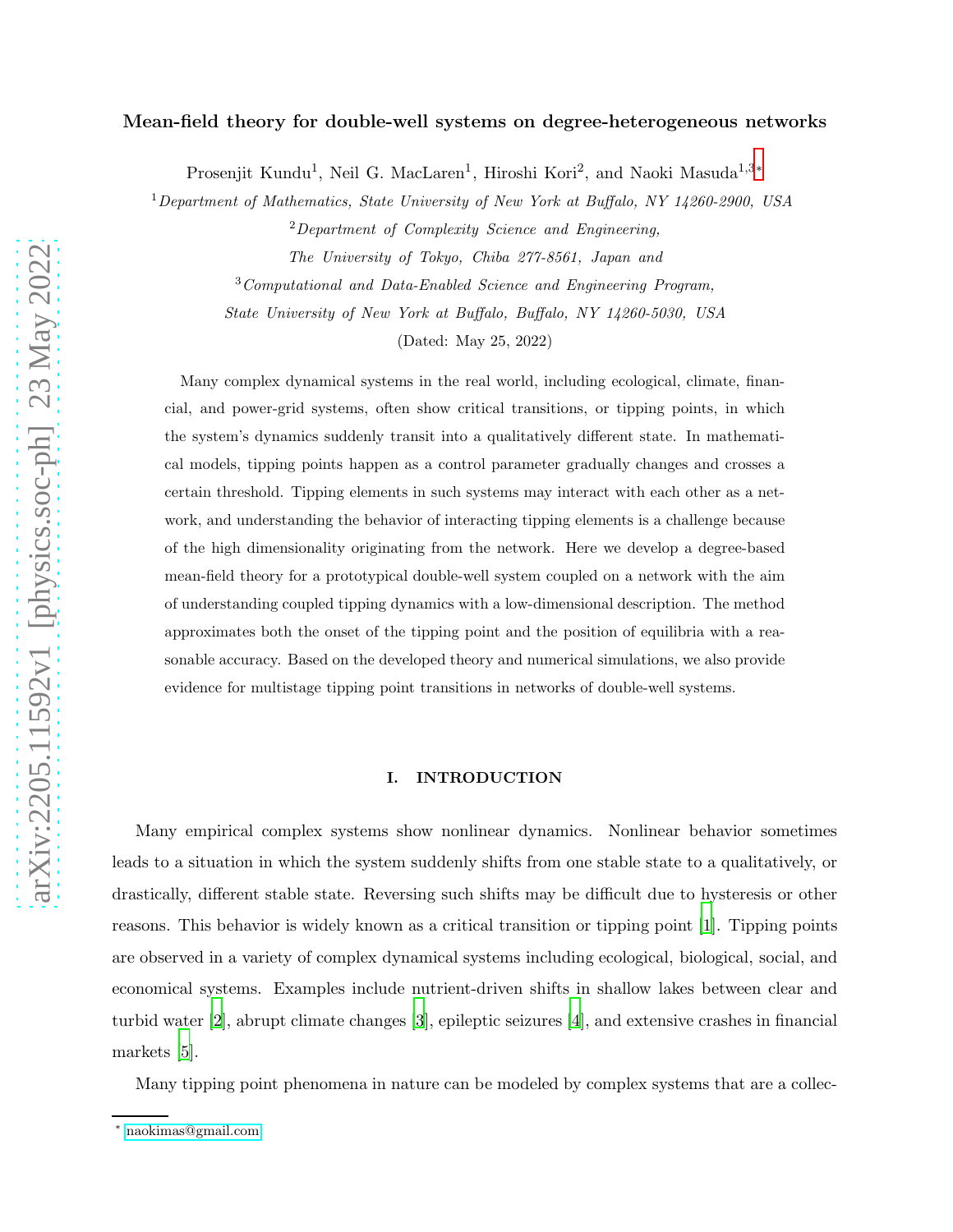# Mean-field theory for double-well systems on degree-heterogeneous networks

Prosenjit Kundu[1], Neil G. MacLaren[1], Hiroshi Kori[2], and Naoki Masuda[1,3*]

[1] *Department of Mathematics, State University of New York at Buffalo, NY 14260-2900, USA*

[2] *Department of Complexity Science and Engineering, The University of Tokyo, Chiba 277-8561, Japan and*

[3] *Computational and Data-Enabled Science and Engineering Program, State University of New York at Buffalo, Buffalo, NY 14260-5030, USA*

(Dated: May 25, 2022)

Many complex dynamical systems in the real world, including ecological, climate, financial, and power-grid systems, often show critical transitions, or tipping points, in which the system's dynamics suddenly transit into a qualitatively different state. In mathematical models, tipping points happen as a control parameter gradually changes and crosses a certain threshold. Tipping elements in such systems may interact with each other as a network, and understanding the behavior of interacting tipping elements is a challenge because of the high dimensionality originating from the network. Here we develop a degree-based mean-field theory for a prototypical double-well system coupled on a network with the aim of understanding coupled tipping dynamics with a low-dimensional description. The method approximates both the onset of the tipping point and the position of equilibria with a reasonable accuracy. Based on the developed theory and numerical simulations, we also provide evidence for multistage tipping point transitions in networks of double-well systems.

## I. INTRODUCTION

Many empirical complex systems show nonlinear dynamics. Nonlinear behavior sometimes leads to a situation in which the system suddenly shifts from one stable state to a qualitatively, or drastically, different stable state. Reversing such shifts may be difficult due to hysteresis or other reasons. This behavior is widely known as a critical transition or tipping point [1]. Tipping points are observed in a variety of complex dynamical systems including ecological, biological, social, and economical systems. Examples include nutrient-driven shifts in shallow lakes between clear and turbid water [2], abrupt climate changes [3], epileptic seizures [4], and extensive crashes in financial markets [5].

Many tipping point phenomena in nature can be modeled by complex systems that are a collec-

* naokimas@gmail.com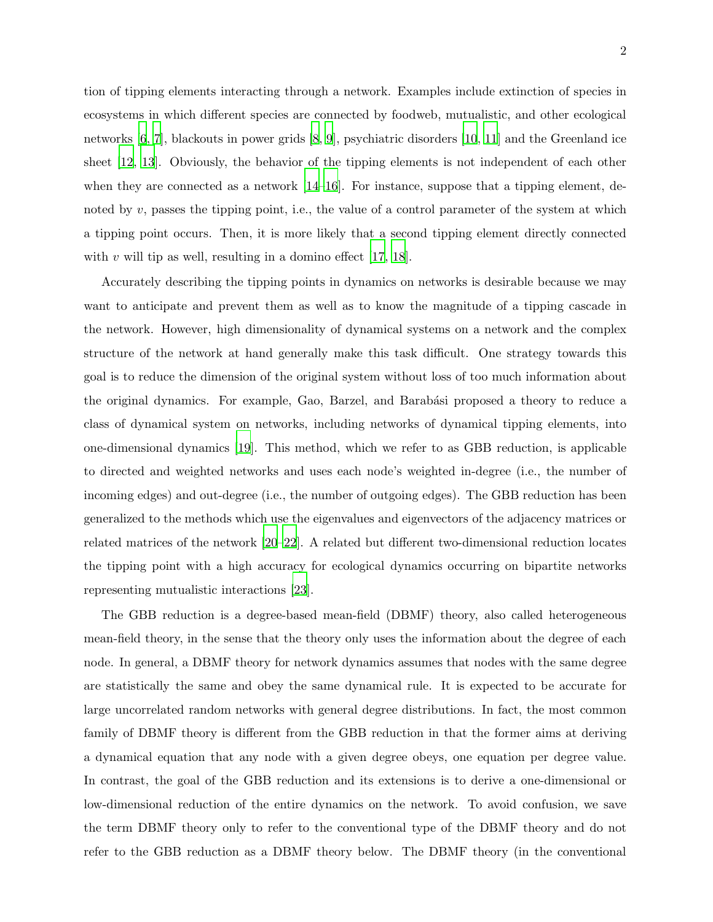tion of tipping elements interacting through a network. Examples include extinction of species in ecosystems in which different species are connected by foodweb, mutualistic, and other ecological networks [6, 7], blackouts in power grids [8, 9], psychiatric disorders [10, 11] and the Greenland ice sheet [12, 13]. Obviously, the behavior of the tipping elements is not independent of each other when they are connected as a network [14–16]. For instance, suppose that a tipping element, denoted by $v$, passes the tipping point, i.e., the value of a control parameter of the system at which a tipping point occurs. Then, it is more likely that a second tipping element directly connected with $v$ will tip as well, resulting in a domino effect [17, 18].

Accurately describing the tipping points in dynamics on networks is desirable because we may want to anticipate and prevent them as well as to know the magnitude of a tipping cascade in the network. However, high dimensionality of dynamical systems on a network and the complex structure of the network at hand generally make this task difficult. One strategy towards this goal is to reduce the dimension of the original system without loss of too much information about the original dynamics. For example, Gao, Barzel, and Barabási proposed a theory to reduce a class of dynamical system on networks, including networks of dynamical tipping elements, into one-dimensional dynamics [19]. This method, which we refer to as GBB reduction, is applicable to directed and weighted networks and uses each node's weighted in-degree (i.e., the number of incoming edges) and out-degree (i.e., the number of outgoing edges). The GBB reduction has been generalized to the methods which use the eigenvalues and eigenvectors of the adjacency matrices or related matrices of the network [20–22]. A related but different two-dimensional reduction locates the tipping point with a high accuracy for ecological dynamics occurring on bipartite networks representing mutualistic interactions [23].

The GBB reduction is a degree-based mean-field (DBMF) theory, also called heterogeneous mean-field theory, in the sense that the theory only uses the information about the degree of each node. In general, a DBMF theory for network dynamics assumes that nodes with the same degree are statistically the same and obey the same dynamical rule. It is expected to be accurate for large uncorrelated random networks with general degree distributions. In fact, the most common family of DBMF theory is different from the GBB reduction in that the former aims at deriving a dynamical equation that any node with a given degree obeys, one equation per degree value. In contrast, the goal of the GBB reduction and its extensions is to derive a one-dimensional or low-dimensional reduction of the entire dynamics on the network. To avoid confusion, we save the term DBMF theory only to refer to the conventional type of the DBMF theory and do not refer to the GBB reduction as a DBMF theory below. The DBMF theory (in the conventional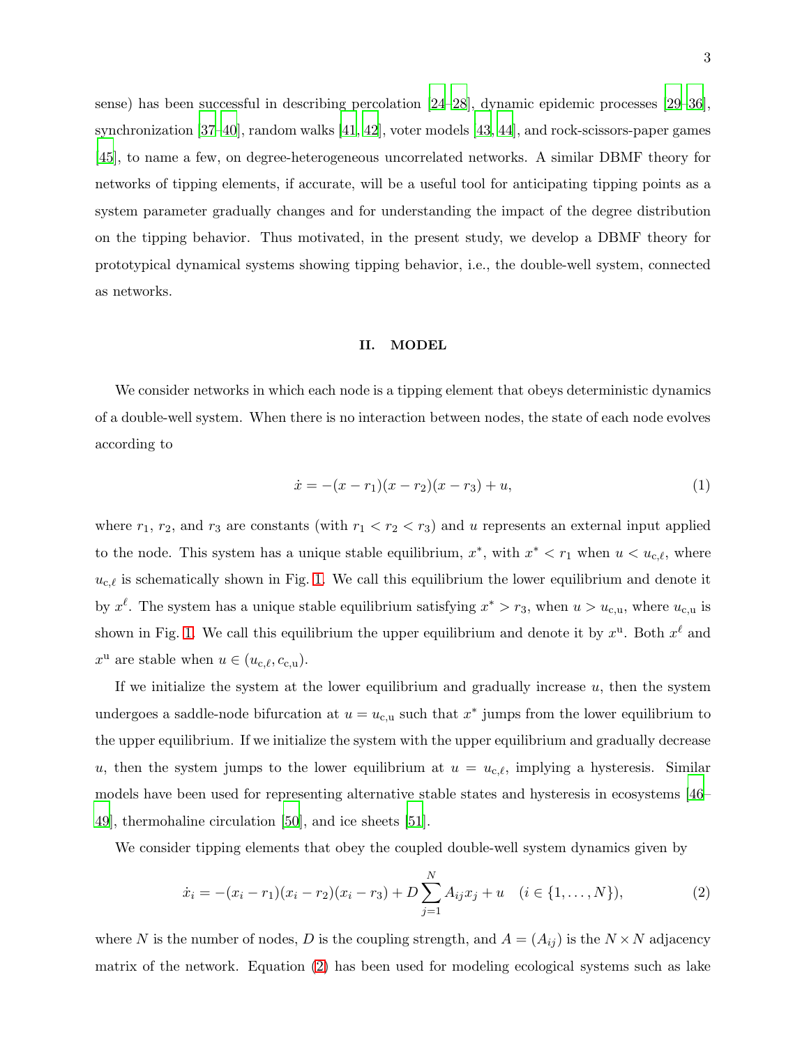sense) has been successful in describing percolation [24–28], dynamic epidemic processes [29–36], synchronization [37–40], random walks [41, 42], voter models [43, 44], and rock-scissors-paper games [45], to name a few, on degree-heterogeneous uncorrelated networks. A similar DBMF theory for networks of tipping elements, if accurate, will be a useful tool for anticipating tipping points as a system parameter gradually changes and for understanding the impact of the degree distribution on the tipping behavior. Thus motivated, in the present study, we develop a DBMF theory for prototypical dynamical systems showing tipping behavior, i.e., the double-well system, connected as networks.

## II. MODEL

We consider networks in which each node is a tipping element that obeys deterministic dynamics of a double-well system. When there is no interaction between nodes, the state of each node evolves according to

$$\dot{x} = -(x - r_1)(x - r_2)(x - r_3) + u, \tag{1}$$

where $r_1$, $r_2$, and $r_3$ are constants (with $r_1 < r_2 < r_3$) and $u$ represents an external input applied to the node. This system has a unique stable equilibrium, $x^*$, with $x^* < r_1$ when $u < u_{\mathrm{c},\ell}$, where $u_{\mathrm{c},\ell}$ is schematically shown in Fig. 1. We call this equilibrium the lower equilibrium and denote it by $x^\ell$. The system has a unique stable equilibrium satisfying $x^* > r_3$, when $u > u_{\mathrm{c,u}}$, where $u_{\mathrm{c,u}}$ is shown in Fig. 1. We call this equilibrium the upper equilibrium and denote it by $x^{\mathrm{u}}$. Both $x^\ell$ and $x^{\mathrm{u}}$ are stable when $u \in (u_{\mathrm{c},\ell}, c_{\mathrm{c,u}})$.

If we initialize the system at the lower equilibrium and gradually increase $u$, then the system undergoes a saddle-node bifurcation at $u = u_{\mathrm{c,u}}$ such that $x^*$ jumps from the lower equilibrium to the upper equilibrium. If we initialize the system with the upper equilibrium and gradually decrease $u$, then the system jumps to the lower equilibrium at $u = u_{\mathrm{c},\ell}$, implying a hysteresis. Similar models have been used for representing alternative stable states and hysteresis in ecosystems [46–49], thermohaline circulation [50], and ice sheets [51].

We consider tipping elements that obey the coupled double-well system dynamics given by

$$\dot{x}_i = -(x_i - r_1)(x_i - r_2)(x_i - r_3) + D \sum_{j=1}^{N} A_{ij} x_j + u \quad (i \in \{1, \ldots, N\}), \tag{2}$$

where $N$ is the number of nodes, $D$ is the coupling strength, and $A = (A_{ij})$ is the $N \times N$ adjacency matrix of the network. Equation (2) has been used for modeling ecological systems such as lake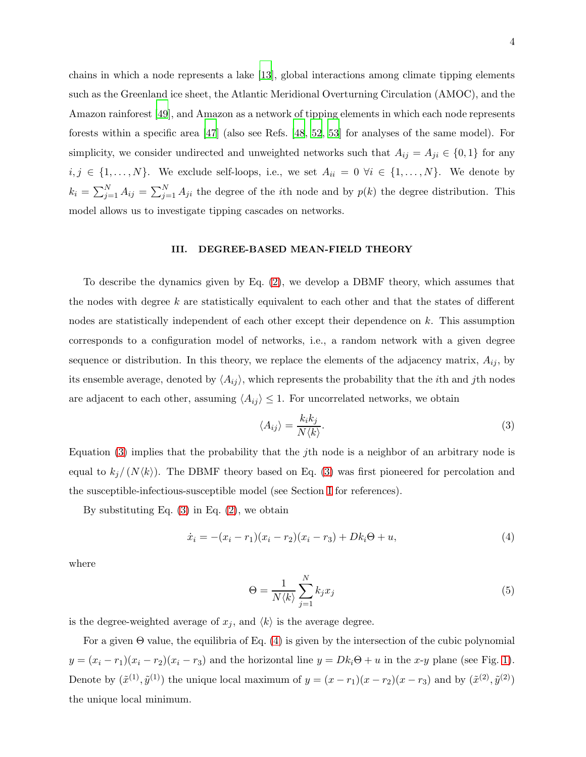chains in which a node represents a lake [13], global interactions among climate tipping elements such as the Greenland ice sheet, the Atlantic Meridional Overturning Circulation (AMOC), and the Amazon rainforest [49], and Amazon as a network of tipping elements in which each node represents forests within a specific area [47] (also see Refs. [48, 52, 53] for analyses of the same model). For simplicity, we consider undirected and unweighted networks such that $A_{ij} = A_{ji} \in \{0, 1\}$ for any $i, j \in \{1, \ldots, N\}$. We exclude self-loops, i.e., we set $A_{ii} = 0 \; \forall i \in \{1, \ldots, N\}$. We denote by $k_i = \sum_{j=1}^{N} A_{ij} = \sum_{j=1}^{N} A_{ji}$ the degree of the $i$th node and by $p(k)$ the degree distribution. This model allows us to investigate tipping cascades on networks.

## III. DEGREE-BASED MEAN-FIELD THEORY

To describe the dynamics given by Eq. (2), we develop a DBMF theory, which assumes that the nodes with degree $k$ are statistically equivalent to each other and that the states of different nodes are statistically independent of each other except their dependence on $k$. This assumption corresponds to a configuration model of networks, i.e., a random network with a given degree sequence or distribution. In this theory, we replace the elements of the adjacency matrix, $A_{ij}$, by its ensemble average, denoted by $\langle A_{ij} \rangle$, which represents the probability that the $i$th and $j$th nodes are adjacent to each other, assuming $\langle A_{ij} \rangle \leq 1$. For uncorrelated networks, we obtain

$$\langle A_{ij} \rangle = \frac{k_i k_j}{N \langle k \rangle}. \tag{3}$$

Equation (3) implies that the probability that the $j$th node is a neighbor of an arbitrary node is equal to $k_j / (N \langle k \rangle)$. The DBMF theory based on Eq. (3) was first pioneered for percolation and the susceptible-infectious-susceptible model (see Section I for references).

By substituting Eq. (3) in Eq. (2), we obtain

$$\dot{x}_i = -(x_i - r_1)(x_i - r_2)(x_i - r_3) + D k_i \Theta + u, \tag{4}$$

where

$$\Theta = \frac{1}{N \langle k \rangle} \sum_{j=1}^{N} k_j x_j \tag{5}$$

is the degree-weighted average of $x_j$, and $\langle k \rangle$ is the average degree.

For a given $\Theta$ value, the equilibria of Eq. (4) is given by the intersection of the cubic polynomial $y = (x_i - r_1)(x_i - r_2)(x_i - r_3)$ and the horizontal line $y = D k_i \Theta + u$ in the $x$-$y$ plane (see Fig. 1). Denote by $(\tilde{x}^{(1)}, \tilde{y}^{(1)})$ the unique local maximum of $y = (x - r_1)(x - r_2)(x - r_3)$ and by $(\tilde{x}^{(2)}, \tilde{y}^{(2)})$ the unique local minimum.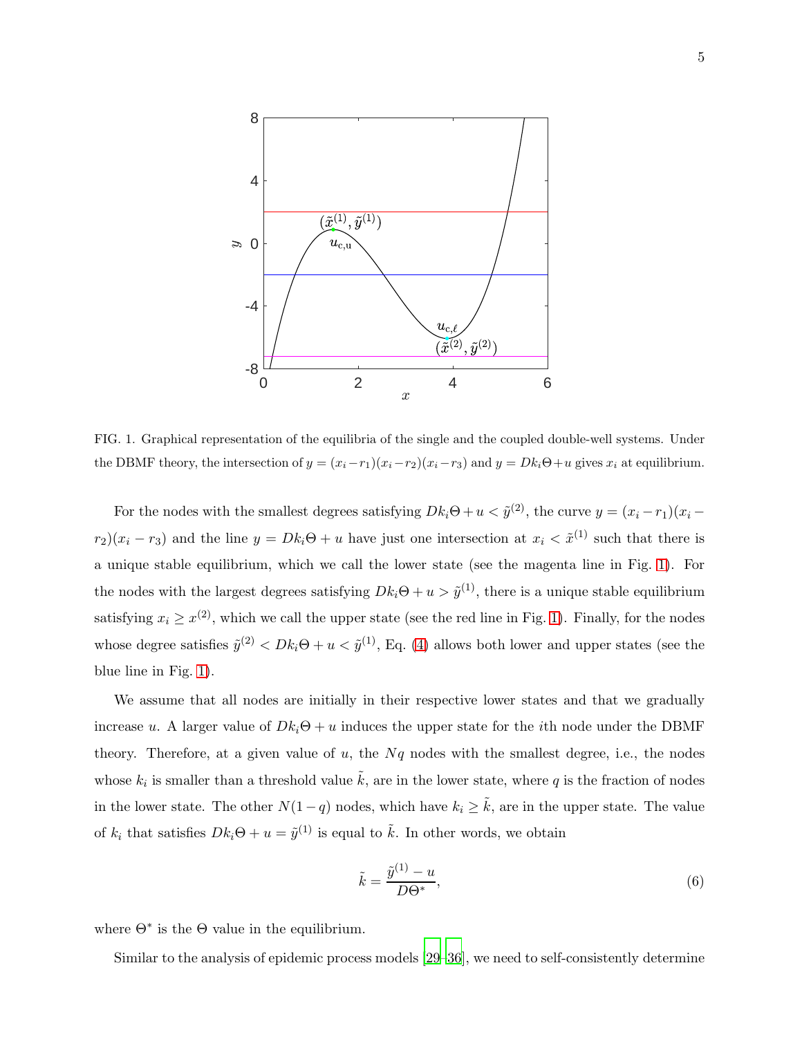FIG. 1. Graphical representation of the equilibria of the single and the coupled double-well systems. Under the DBMF theory, the intersection of $y = (x_i - r_1)(x_i - r_2)(x_i - r_3)$ and $y = Dk_i\Theta + u$ gives $x_i$ at equilibrium.

For the nodes with the smallest degrees satisfying $Dk_i\Theta + u < \tilde{y}^{(2)}$, the curve $y = (x_i - r_1)(x_i - r_2)(x_i - r_3)$ and the line $y = Dk_i\Theta + u$ have just one intersection at $x_i < \tilde{x}^{(1)}$ such that there is a unique stable equilibrium, which we call the lower state (see the magenta line in Fig. 1). For the nodes with the largest degrees satisfying $Dk_i\Theta + u > \tilde{y}^{(1)}$, there is a unique stable equilibrium satisfying $x_i \geq x^{(2)}$, which we call the upper state (see the red line in Fig. 1). Finally, for the nodes whose degree satisfies $\tilde{y}^{(2)} < Dk_i\Theta + u < \tilde{y}^{(1)}$, Eq. (4) allows both lower and upper states (see the blue line in Fig. 1).

We assume that all nodes are initially in their respective lower states and that we gradually increase $u$. A larger value of $Dk_i\Theta + u$ induces the upper state for the $i$th node under the DBMF theory. Therefore, at a given value of $u$, the $Nq$ nodes with the smallest degree, i.e., the nodes whose $k_i$ is smaller than a threshold value $\tilde{k}$, are in the lower state, where $q$ is the fraction of nodes in the lower state. The other $N(1-q)$ nodes, which have $k_i \geq \tilde{k}$, are in the upper state. The value of $k_i$ that satisfies $Dk_i\Theta + u = \tilde{y}^{(1)}$ is equal to $\tilde{k}$. In other words, we obtain

$$\tilde{k} = \frac{\tilde{y}^{(1)} - u}{D\Theta^*}, \tag{6}$$

where $\Theta^*$ is the $\Theta$ value in the equilibrium.

Similar to the analysis of epidemic process models [29–36], we need to self-consistently determine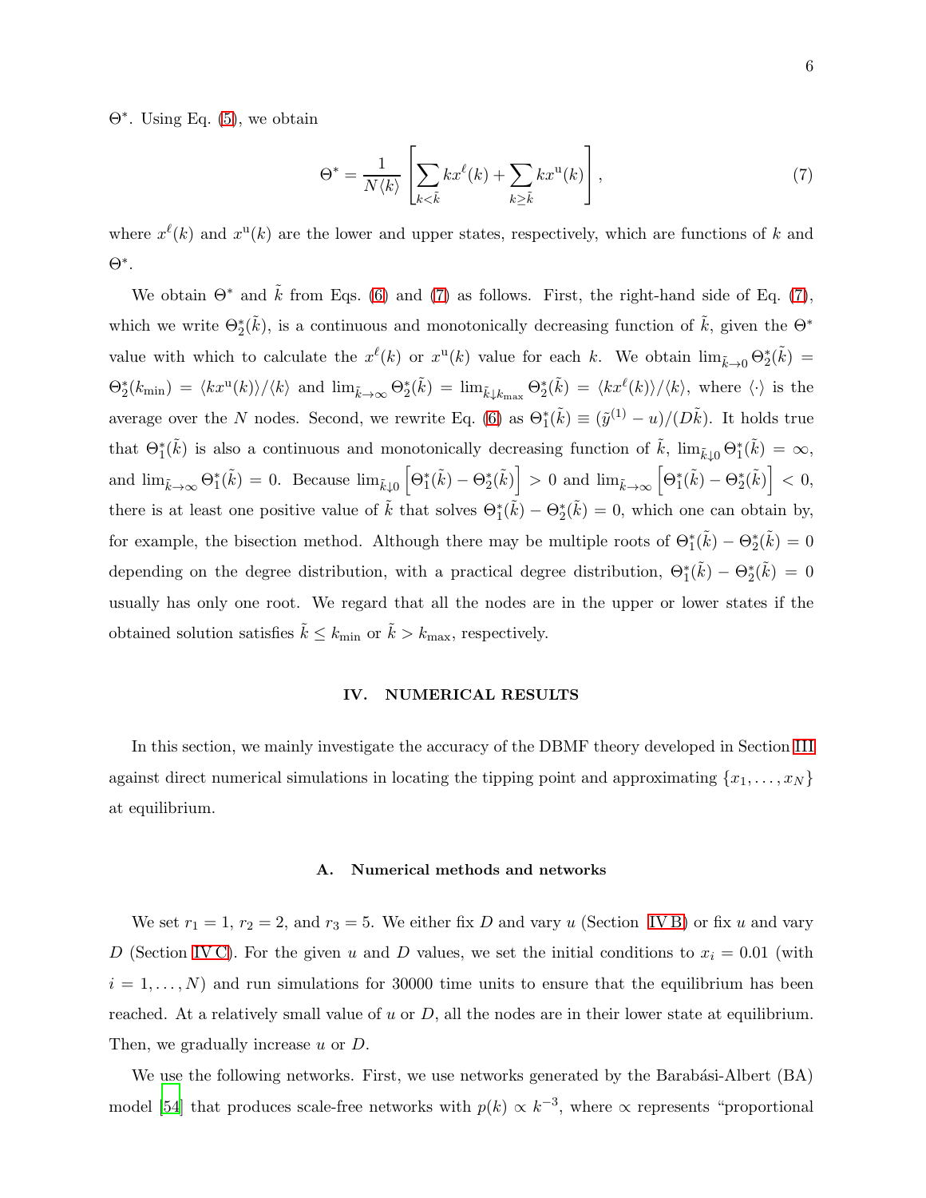$\Theta^*$. Using Eq. (5), we obtain

$$\Theta^* = \frac{1}{N\langle k \rangle} \left[ \sum_{k<\tilde{k}} k x^{\ell}(k) + \sum_{k \geq \tilde{k}} k x^{\mathrm{u}}(k) \right], \tag{7}$$

where $x^{\ell}(k)$ and $x^{\mathrm{u}}(k)$ are the lower and upper states, respectively, which are functions of $k$ and $\Theta^*$.

We obtain $\Theta^*$ and $\tilde{k}$ from Eqs. (6) and (7) as follows. First, the right-hand side of Eq. (7), which we write $\Theta_2^*(\tilde{k})$, is a continuous and monotonically decreasing function of $\tilde{k}$, given the $\Theta^*$ value with which to calculate the $x^{\ell}(k)$ or $x^{\mathrm{u}}(k)$ value for each $k$. We obtain $\lim_{\tilde{k}\to 0} \Theta_2^*(\tilde{k}) = \Theta_2^*(k_{\min}) = \langle k x^{\mathrm{u}}(k) \rangle / \langle k \rangle$ and $\lim_{\tilde{k}\to\infty} \Theta_2^*(\tilde{k}) = \lim_{\tilde{k}\downarrow k_{\max}} \Theta_2^*(\tilde{k}) = \langle k x^{\ell}(k) \rangle / \langle k \rangle$, where $\langle \cdot \rangle$ is the average over the $N$ nodes. Second, we rewrite Eq. (6) as $\Theta_1^*(\tilde{k}) \equiv (\tilde{y}^{(1)} - u)/(D\tilde{k})$. It holds true that $\Theta_1^*(\tilde{k})$ is also a continuous and monotonically decreasing function of $\tilde{k}$, $\lim_{\tilde{k}\downarrow 0} \Theta_1^*(\tilde{k}) = \infty$, and $\lim_{\tilde{k}\to\infty} \Theta_1^*(\tilde{k}) = 0$. Because $\lim_{\tilde{k}\downarrow 0} \left[ \Theta_1^*(\tilde{k}) - \Theta_2^*(\tilde{k}) \right] > 0$ and $\lim_{\tilde{k}\to\infty} \left[ \Theta_1^*(\tilde{k}) - \Theta_2^*(\tilde{k}) \right] < 0$, there is at least one positive value of $\tilde{k}$ that solves $\Theta_1^*(\tilde{k}) - \Theta_2^*(\tilde{k}) = 0$, which one can obtain by, for example, the bisection method. Although there may be multiple roots of $\Theta_1^*(\tilde{k}) - \Theta_2^*(\tilde{k}) = 0$ depending on the degree distribution, with a practical degree distribution, $\Theta_1^*(\tilde{k}) - \Theta_2^*(\tilde{k}) = 0$ usually has only one root. We regard that all the nodes are in the upper or lower states if the obtained solution satisfies $\tilde{k} \leq k_{\min}$ or $\tilde{k} > k_{\max}$, respectively.

## IV. NUMERICAL RESULTS

In this section, we mainly investigate the accuracy of the DBMF theory developed in Section III against direct numerical simulations in locating the tipping point and approximating $\{x_1, \ldots, x_N\}$ at equilibrium.

### A. Numerical methods and networks

We set $r_1 = 1$, $r_2 = 2$, and $r_3 = 5$. We either fix $D$ and vary $u$ (Section IV B) or fix $u$ and vary $D$ (Section IV C). For the given $u$ and $D$ values, we set the initial conditions to $x_i = 0.01$ (with $i = 1, \ldots, N$) and run simulations for 30000 time units to ensure that the equilibrium has been reached. At a relatively small value of $u$ or $D$, all the nodes are in their lower state at equilibrium. Then, we gradually increase $u$ or $D$.

We use the following networks. First, we use networks generated by the Barabási-Albert (BA) model [54] that produces scale-free networks with $p(k) \propto k^{-3}$, where $\propto$ represents "proportional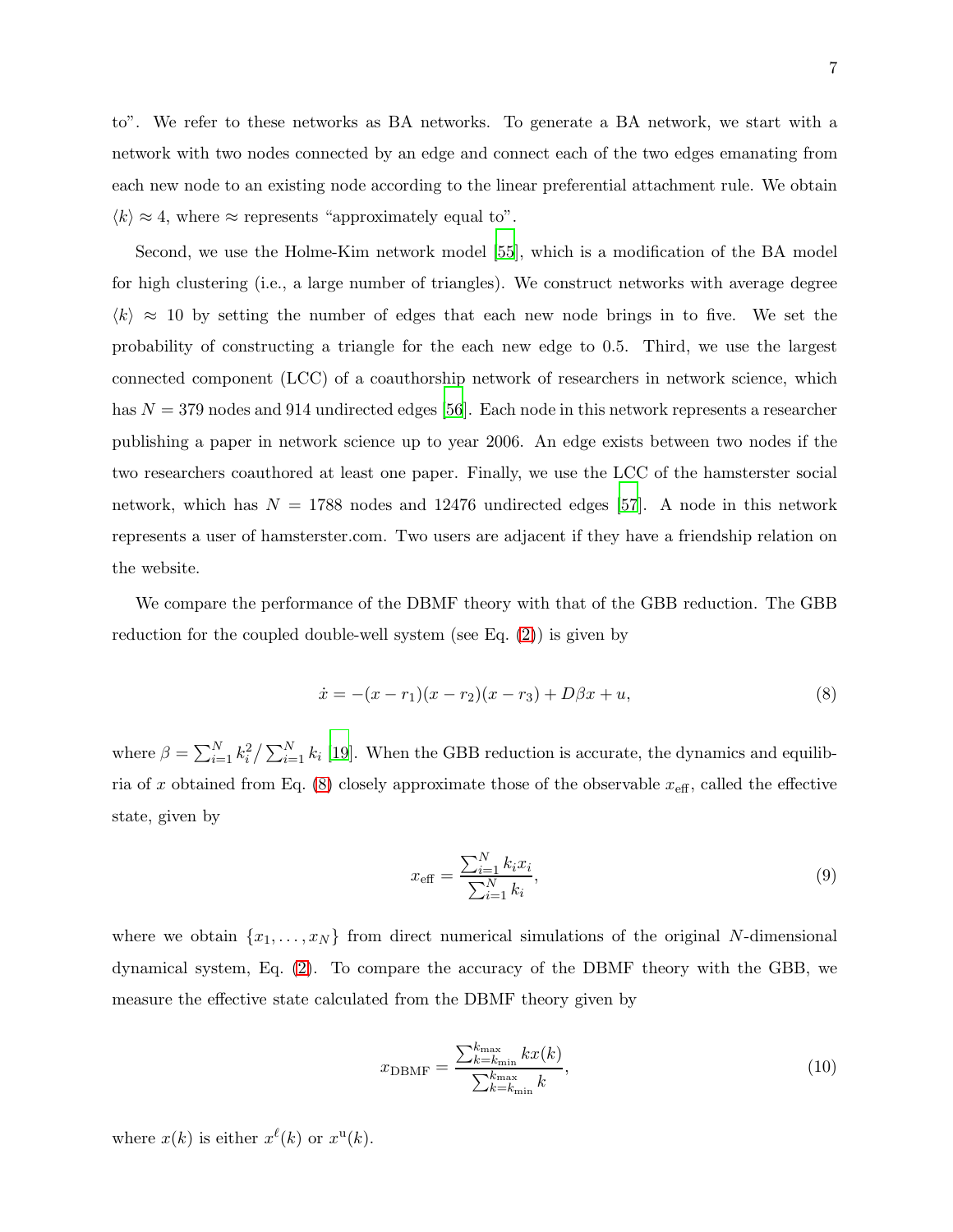to". We refer to these networks as BA networks. To generate a BA network, we start with a network with two nodes connected by an edge and connect each of the two edges emanating from each new node to an existing node according to the linear preferential attachment rule. We obtain $\langle k \rangle \approx 4$, where $\approx$ represents "approximately equal to".

Second, we use the Holme-Kim network model [55], which is a modification of the BA model for high clustering (i.e., a large number of triangles). We construct networks with average degree $\langle k \rangle \approx 10$ by setting the number of edges that each new node brings in to five. We set the probability of constructing a triangle for the each new edge to 0.5. Third, we use the largest connected component (LCC) of a coauthorship network of researchers in network science, which has $N = 379$ nodes and 914 undirected edges [56]. Each node in this network represents a researcher publishing a paper in network science up to year 2006. An edge exists between two nodes if the two researchers coauthored at least one paper. Finally, we use the LCC of the hamsterster social network, which has $N = 1788$ nodes and 12476 undirected edges [57]. A node in this network represents a user of hamsterster.com. Two users are adjacent if they have a friendship relation on the website.

We compare the performance of the DBMF theory with that of the GBB reduction. The GBB reduction for the coupled double-well system (see Eq. (2)) is given by

$$\dot{x} = -(x - r_1)(x - r_2)(x - r_3) + D\beta x + u, \tag{8}$$

where $\beta = \sum_{i=1}^{N} k_i^2 / \sum_{i=1}^{N} k_i$ [19]. When the GBB reduction is accurate, the dynamics and equilibria of $x$ obtained from Eq. (8) closely approximate those of the observable $x_{\text{eff}}$, called the effective state, given by

$$x_{\text{eff}} = \frac{\sum_{i=1}^{N} k_i x_i}{\sum_{i=1}^{N} k_i}, \tag{9}$$

where we obtain $\{x_1, \ldots, x_N\}$ from direct numerical simulations of the original $N$-dimensional dynamical system, Eq. (2). To compare the accuracy of the DBMF theory with the GBB, we measure the effective state calculated from the DBMF theory given by

$$x_{\text{DBMF}} = \frac{\sum_{k=k_{\min}}^{k_{\max}} k x(k)}{\sum_{k=k_{\min}}^{k_{\max}} k}, \tag{10}$$

where $x(k)$ is either $x^{\ell}(k)$ or $x^{\text{u}}(k)$.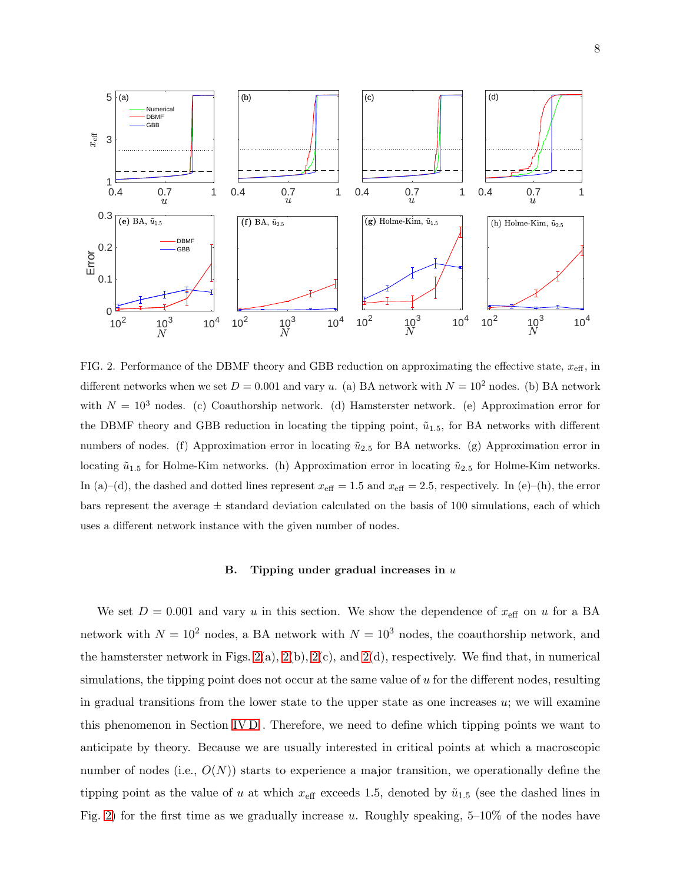FIG. 2. Performance of the DBMF theory and GBB reduction on approximating the effective state, $x_{\text{eff}}$, in different networks when we set $D = 0.001$ and vary $u$. (a) BA network with $N = 10^2$ nodes. (b) BA network with $N = 10^3$ nodes. (c) Coauthorship network. (d) Hamsterster network. (e) Approximation error for the DBMF theory and GBB reduction in locating the tipping point, $\tilde{u}_{1.5}$, for BA networks with different numbers of nodes. (f) Approximation error in locating $\tilde{u}_{2.5}$ for BA networks. (g) Approximation error in locating $\tilde{u}_{1.5}$ for Holme-Kim networks. (h) Approximation error in locating $\tilde{u}_{2.5}$ for Holme-Kim networks. In (a)–(d), the dashed and dotted lines represent $x_{\text{eff}} = 1.5$ and $x_{\text{eff}} = 2.5$, respectively. In (e)–(h), the error bars represent the average ± standard deviation calculated on the basis of 100 simulations, each of which uses a different network instance with the given number of nodes.

### B. Tipping under gradual increases in $u$

We set $D = 0.001$ and vary $u$ in this section. We show the dependence of $x_{\text{eff}}$ on $u$ for a BA network with $N = 10^2$ nodes, a BA network with $N = 10^3$ nodes, the coauthorship network, and the hamsterster network in Figs. 2(a), 2(b), 2(c), and 2(d), respectively. We find that, in numerical simulations, the tipping point does not occur at the same value of $u$ for the different nodes, resulting in gradual transitions from the lower state to the upper state as one increases $u$; we will examine this phenomenon in Section IV D . Therefore, we need to define which tipping points we want to anticipate by theory. Because we are usually interested in critical points at which a macroscopic number of nodes (i.e., $O(N)$) starts to experience a major transition, we operationally define the tipping point as the value of $u$ at which $x_{\text{eff}}$ exceeds 1.5, denoted by $\tilde{u}_{1.5}$ (see the dashed lines in Fig. 2) for the first time as we gradually increase $u$. Roughly speaking, 5–10% of the nodes have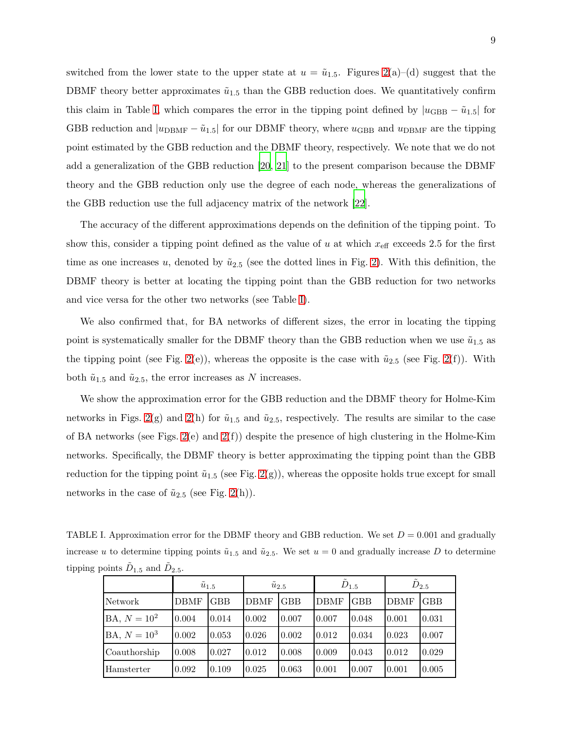switched from the lower state to the upper state at $u = \tilde{u}_{1.5}$. Figures 2(a)–(d) suggest that the DBMF theory better approximates $\tilde{u}_{1.5}$ than the GBB reduction does. We quantitatively confirm this claim in Table I, which compares the error in the tipping point defined by $|u_{\mathrm{GBB}} - \tilde{u}_{1.5}|$ for GBB reduction and $|u_{\mathrm{DBMF}} - \tilde{u}_{1.5}|$ for our DBMF theory, where $u_{\mathrm{GBB}}$ and $u_{\mathrm{DBMF}}$ are the tipping point estimated by the GBB reduction and the DBMF theory, respectively. We note that we do not add a generalization of the GBB reduction [20, 21] to the present comparison because the DBMF theory and the GBB reduction only use the degree of each node, whereas the generalizations of the GBB reduction use the full adjacency matrix of the network [22].

The accuracy of the different approximations depends on the definition of the tipping point. To show this, consider a tipping point defined as the value of $u$ at which $x_{\mathrm{eff}}$ exceeds 2.5 for the first time as one increases $u$, denoted by $\tilde{u}_{2.5}$ (see the dotted lines in Fig. 2). With this definition, the DBMF theory is better at locating the tipping point than the GBB reduction for two networks and vice versa for the other two networks (see Table I).

We also confirmed that, for BA networks of different sizes, the error in locating the tipping point is systematically smaller for the DBMF theory than the GBB reduction when we use $\tilde{u}_{1.5}$ as the tipping point (see Fig. 2(e)), whereas the opposite is the case with $\tilde{u}_{2.5}$ (see Fig. 2(f)). With both $\tilde{u}_{1.5}$ and $\tilde{u}_{2.5}$, the error increases as $N$ increases.

We show the approximation error for the GBB reduction and the DBMF theory for Holme-Kim networks in Figs. 2(g) and 2(h) for $\tilde{u}_{1.5}$ and $\tilde{u}_{2.5}$, respectively. The results are similar to the case of BA networks (see Figs. 2(e) and 2(f)) despite the presence of high clustering in the Holme-Kim networks. Specifically, the DBMF theory is better approximating the tipping point than the GBB reduction for the tipping point $\tilde{u}_{1.5}$ (see Fig. 2(g)), whereas the opposite holds true except for small networks in the case of $\tilde{u}_{2.5}$ (see Fig. 2(h)).

TABLE I. Approximation error for the DBMF theory and GBB reduction. We set $D = 0.001$ and gradually increase $u$ to determine tipping points $\tilde{u}_{1.5}$ and $\tilde{u}_{2.5}$. We set $u = 0$ and gradually increase $D$ to determine tipping points $\tilde{D}_{1.5}$ and $\tilde{D}_{2.5}$.

| | $\tilde{u}_{1.5}$ | | $\tilde{u}_{2.5}$ | | $\tilde{D}_{1.5}$ | | $\tilde{D}_{2.5}$ | |
|---|---|---|---|---|---|---|---|---|
| Network | DBMF | GBB | DBMF | GBB | DBMF | GBB | DBMF | GBB |
| BA, $N = 10^2$ | 0.004 | 0.014 | 0.002 | 0.007 | 0.007 | 0.048 | 0.001 | 0.031 |
| BA, $N = 10^3$ | 0.002 | 0.053 | 0.026 | 0.002 | 0.012 | 0.034 | 0.023 | 0.007 |
| Coauthorship | 0.008 | 0.027 | 0.012 | 0.008 | 0.009 | 0.043 | 0.012 | 0.029 |
| Hamsterter | 0.092 | 0.109 | 0.025 | 0.063 | 0.001 | 0.007 | 0.001 | 0.005 |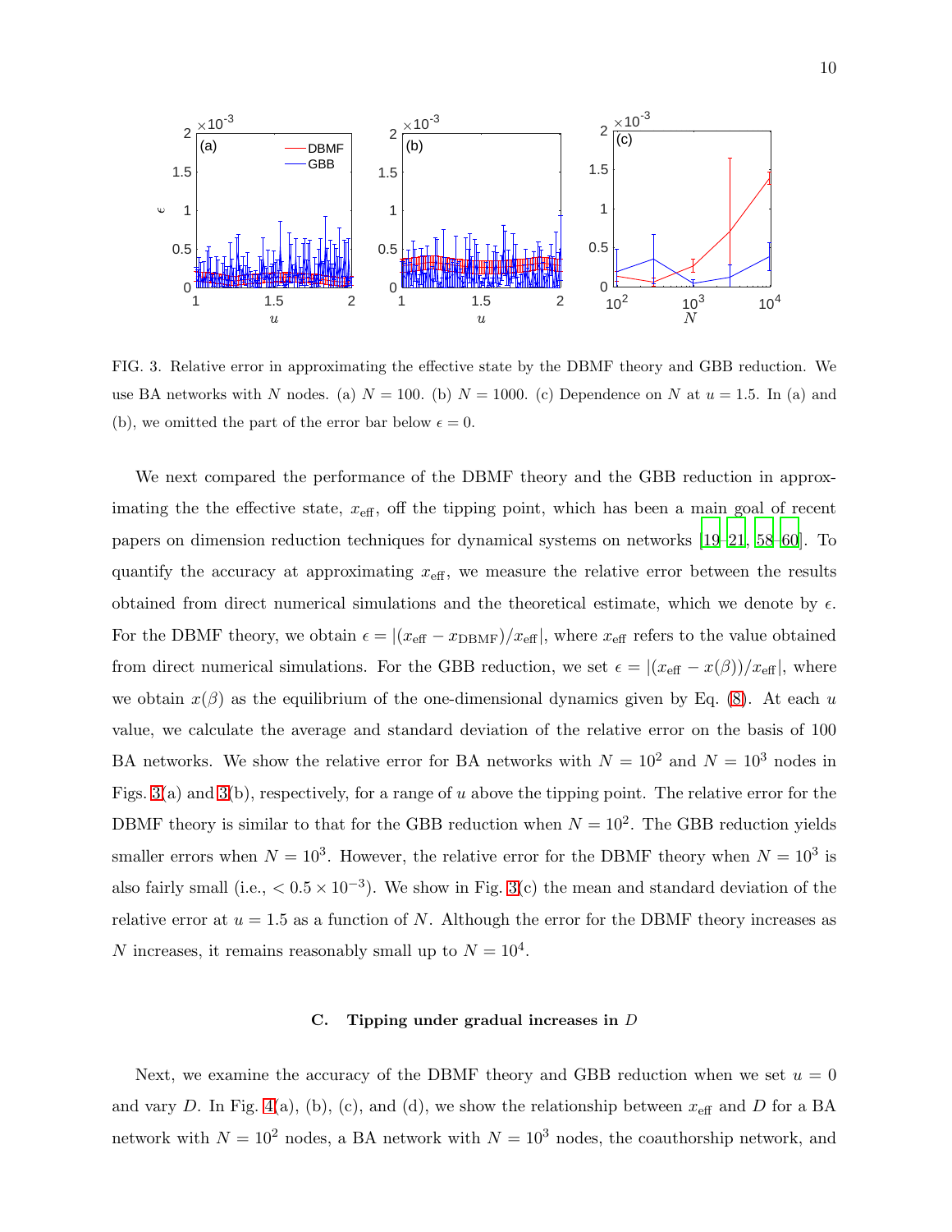FIG. 3. Relative error in approximating the effective state by the DBMF theory and GBB reduction. We use BA networks with $N$ nodes. (a) $N = 100$. (b) $N = 1000$. (c) Dependence on $N$ at $u = 1.5$. In (a) and (b), we omitted the part of the error bar below $\epsilon = 0$.

We next compared the performance of the DBMF theory and the GBB reduction in approximating the the effective state, $x_{\text{eff}}$, off the tipping point, which has been a main goal of recent papers on dimension reduction techniques for dynamical systems on networks [19–21, 58–60]. To quantify the accuracy at approximating $x_{\text{eff}}$, we measure the relative error between the results obtained from direct numerical simulations and the theoretical estimate, which we denote by $\epsilon$. For the DBMF theory, we obtain $\epsilon = |(x_{\text{eff}} - x_{\text{DBMF}})/x_{\text{eff}}|$, where $x_{\text{eff}}$ refers to the value obtained from direct numerical simulations. For the GBB reduction, we set $\epsilon = |(x_{\text{eff}} - x(\beta))/x_{\text{eff}}|$, where we obtain $x(\beta)$ as the equilibrium of the one-dimensional dynamics given by Eq. (8). At each $u$ value, we calculate the average and standard deviation of the relative error on the basis of 100 BA networks. We show the relative error for BA networks with $N = 10^2$ and $N = 10^3$ nodes in Figs. 3(a) and 3(b), respectively, for a range of $u$ above the tipping point. The relative error for the DBMF theory is similar to that for the GBB reduction when $N = 10^2$. The GBB reduction yields smaller errors when $N = 10^3$. However, the relative error for the DBMF theory when $N = 10^3$ is also fairly small (i.e., $< 0.5 \times 10^{-3}$). We show in Fig. 3(c) the mean and standard deviation of the relative error at $u = 1.5$ as a function of $N$. Although the error for the DBMF theory increases as $N$ increases, it remains reasonably small up to $N = 10^4$.

### C. Tipping under gradual increases in $D$

Next, we examine the accuracy of the DBMF theory and GBB reduction when we set $u = 0$ and vary $D$. In Fig. 4(a), (b), (c), and (d), we show the relationship between $x_{\text{eff}}$ and $D$ for a BA network with $N = 10^2$ nodes, a BA network with $N = 10^3$ nodes, the coauthorship network, and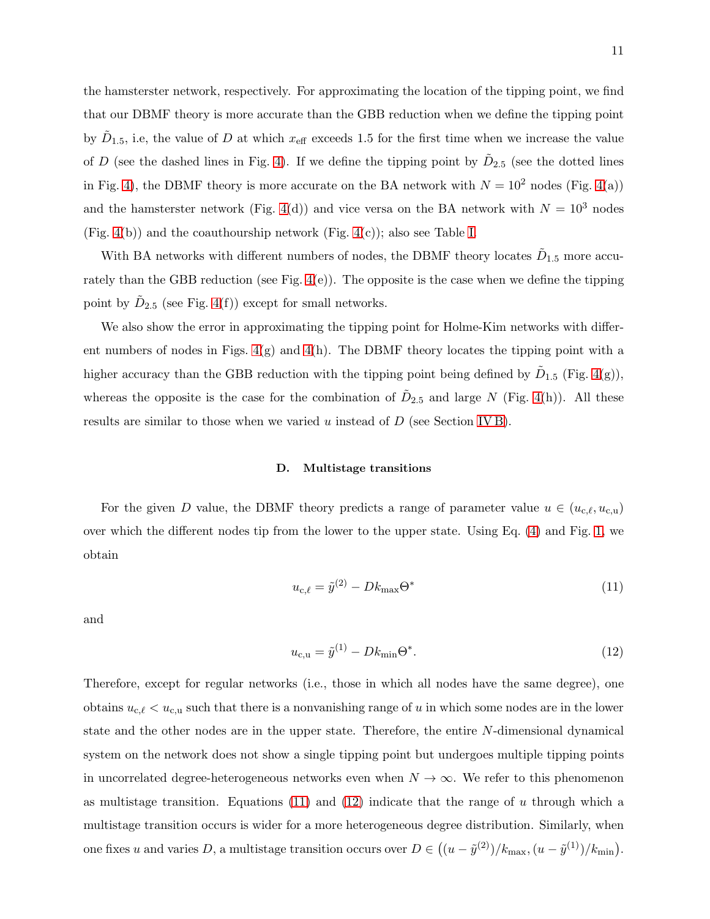the hamsterster network, respectively. For approximating the location of the tipping point, we find that our DBMF theory is more accurate than the GBB reduction when we define the tipping point by $\tilde{D}_{1.5}$, i.e, the value of $D$ at which $x_{\text{eff}}$ exceeds 1.5 for the first time when we increase the value of $D$ (see the dashed lines in Fig. 4). If we define the tipping point by $\tilde{D}_{2.5}$ (see the dotted lines in Fig. 4), the DBMF theory is more accurate on the BA network with $N = 10^2$ nodes (Fig. 4(a)) and the hamsterster network (Fig. 4(d)) and vice versa on the BA network with $N = 10^3$ nodes (Fig. 4(b)) and the coauthourship network (Fig. 4(c)); also see Table I.

With BA networks with different numbers of nodes, the DBMF theory locates $\tilde{D}_{1.5}$ more accurately than the GBB reduction (see Fig. 4(e)). The opposite is the case when we define the tipping point by $\tilde{D}_{2.5}$ (see Fig. 4(f)) except for small networks.

We also show the error in approximating the tipping point for Holme-Kim networks with different numbers of nodes in Figs. 4(g) and 4(h). The DBMF theory locates the tipping point with a higher accuracy than the GBB reduction with the tipping point being defined by $\tilde{D}_{1.5}$ (Fig. 4(g)), whereas the opposite is the case for the combination of $\tilde{D}_{2.5}$ and large $N$ (Fig. 4(h)). All these results are similar to those when we varied $u$ instead of $D$ (see Section IV B).

### D. Multistage transitions

For the given $D$ value, the DBMF theory predicts a range of parameter value $u \in (u_{\text{c},\ell}, u_{\text{c,u}})$ over which the different nodes tip from the lower to the upper state. Using Eq. (4) and Fig. 1, we obtain

$$u_{\text{c},\ell} = \tilde{y}^{(2)} - Dk_{\max}\Theta^* \tag{11}$$

and

$$u_{\text{c,u}} = \tilde{y}^{(1)} - Dk_{\min}\Theta^*. \tag{12}$$

Therefore, except for regular networks (i.e., those in which all nodes have the same degree), one obtains $u_{\text{c},\ell} < u_{\text{c,u}}$ such that there is a nonvanishing range of $u$ in which some nodes are in the lower state and the other nodes are in the upper state. Therefore, the entire $N$-dimensional dynamical system on the network does not show a single tipping point but undergoes multiple tipping points in uncorrelated degree-heterogeneous networks even when $N \to \infty$. We refer to this phenomenon as multistage transition. Equations (11) and (12) indicate that the range of $u$ through which a multistage transition occurs is wider for a more heterogeneous degree distribution. Similarly, when one fixes $u$ and varies $D$, a multistage transition occurs over $D \in \left((u - \tilde{y}^{(2)})/k_{\max}, (u - \tilde{y}^{(1)})/k_{\min}\right)$.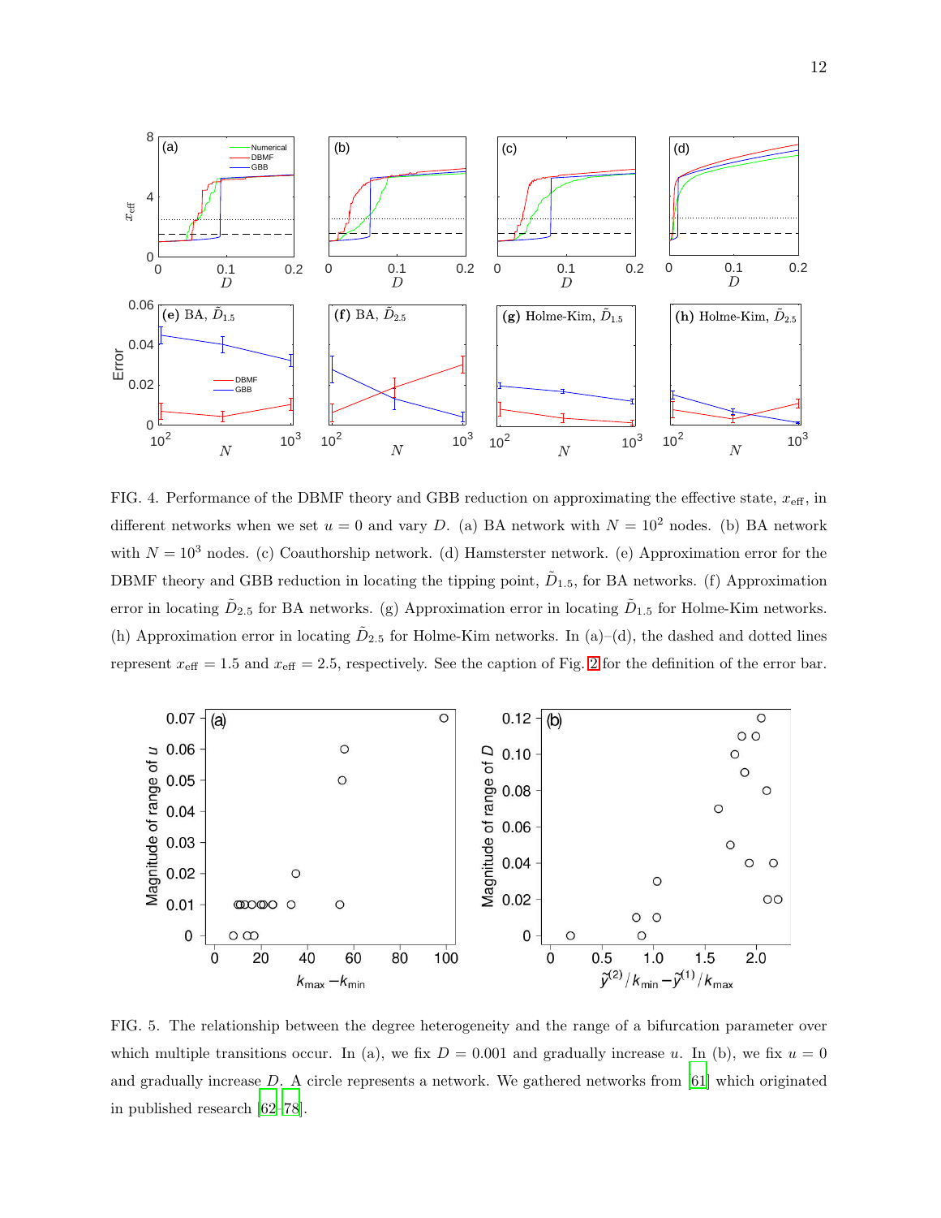FIG. 4. Performance of the DBMF theory and GBB reduction on approximating the effective state, $x_{\mathrm{eff}}$, in different networks when we set $u = 0$ and vary $D$. (a) BA network with $N = 10^2$ nodes. (b) BA network with $N = 10^3$ nodes. (c) Coauthorship network. (d) Hamsterster network. (e) Approximation error for the DBMF theory and GBB reduction in locating the tipping point, $\tilde{D}_{1.5}$, for BA networks. (f) Approximation error in locating $\tilde{D}_{2.5}$ for BA networks. (g) Approximation error in locating $\tilde{D}_{1.5}$ for Holme-Kim networks. (h) Approximation error in locating $\tilde{D}_{2.5}$ for Holme-Kim networks. In (a)–(d), the dashed and dotted lines represent $x_{\mathrm{eff}} = 1.5$ and $x_{\mathrm{eff}} = 2.5$, respectively. See the caption of Fig. 2 for the definition of the error bar.

FIG. 5. The relationship between the degree heterogeneity and the range of a bifurcation parameter over which multiple transitions occur. In (a), we fix $D = 0.001$ and gradually increase $u$. In (b), we fix $u = 0$ and gradually increase $D$. A circle represents a network. We gathered networks from [61] which originated in published research [62–78].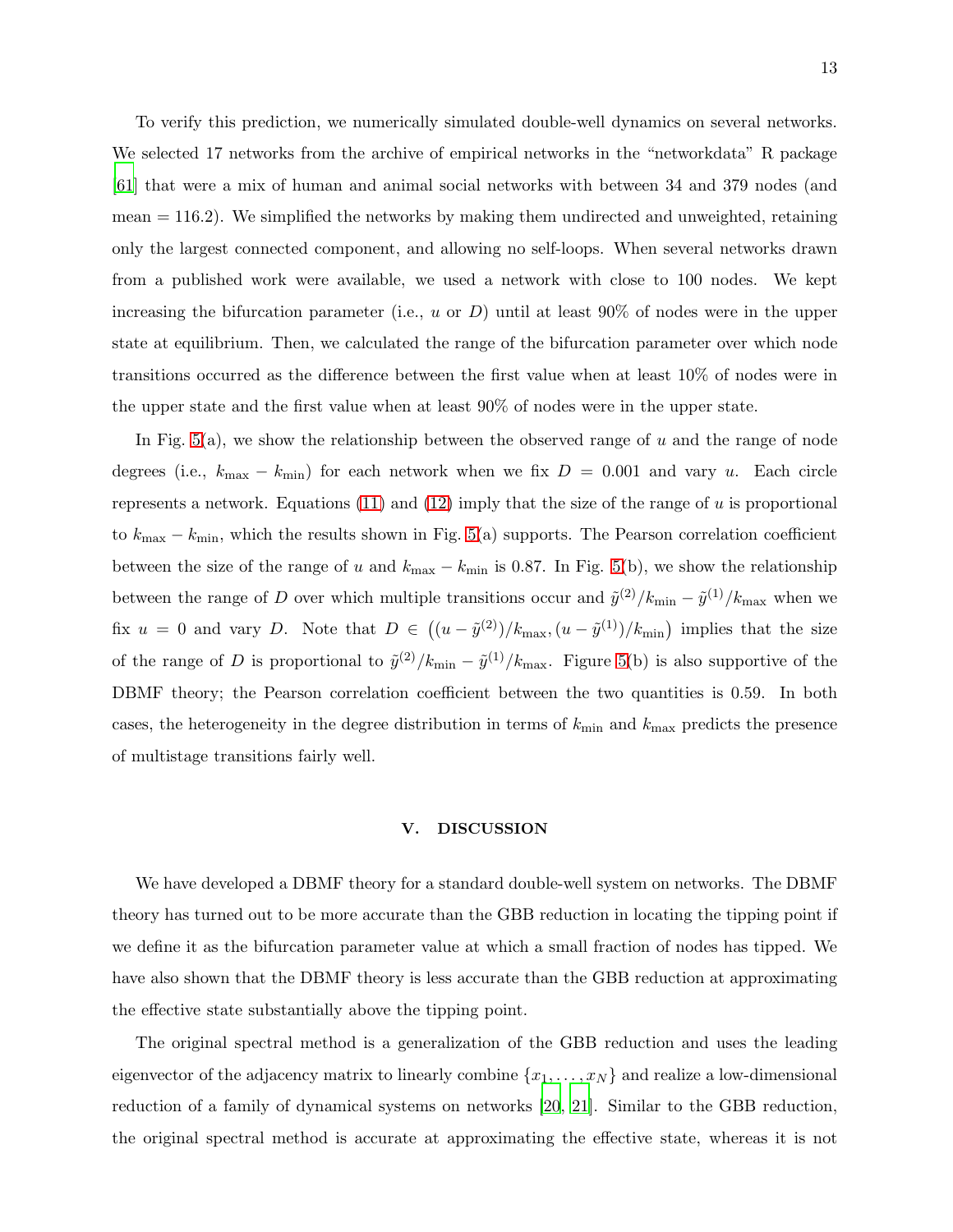To verify this prediction, we numerically simulated double-well dynamics on several networks. We selected 17 networks from the archive of empirical networks in the "networkdata" R package [61] that were a mix of human and animal social networks with between 34 and 379 nodes (and mean = 116.2). We simplified the networks by making them undirected and unweighted, retaining only the largest connected component, and allowing no self-loops. When several networks drawn from a published work were available, we used a network with close to 100 nodes. We kept increasing the bifurcation parameter (i.e., $u$ or $D$) until at least 90% of nodes were in the upper state at equilibrium. Then, we calculated the range of the bifurcation parameter over which node transitions occurred as the difference between the first value when at least 10% of nodes were in the upper state and the first value when at least 90% of nodes were in the upper state.

In Fig. 5(a), we show the relationship between the observed range of $u$ and the range of node degrees (i.e., $k_{\max} - k_{\min}$) for each network when we fix $D = 0.001$ and vary $u$. Each circle represents a network. Equations (11) and (12) imply that the size of the range of $u$ is proportional to $k_{\max} - k_{\min}$, which the results shown in Fig. 5(a) supports. The Pearson correlation coefficient between the size of the range of $u$ and $k_{\max} - k_{\min}$ is 0.87. In Fig. 5(b), we show the relationship between the range of $D$ over which multiple transitions occur and $\tilde{y}^{(2)}/k_{\min} - \tilde{y}^{(1)}/k_{\max}$ when we fix $u = 0$ and vary $D$. Note that $D \in \left((u - \tilde{y}^{(2)})/k_{\max}, (u - \tilde{y}^{(1)})/k_{\min}\right)$ implies that the size of the range of $D$ is proportional to $\tilde{y}^{(2)}/k_{\min} - \tilde{y}^{(1)}/k_{\max}$. Figure 5(b) is also supportive of the DBMF theory; the Pearson correlation coefficient between the two quantities is 0.59. In both cases, the heterogeneity in the degree distribution in terms of $k_{\min}$ and $k_{\max}$ predicts the presence of multistage transitions fairly well.

## V. DISCUSSION

We have developed a DBMF theory for a standard double-well system on networks. The DBMF theory has turned out to be more accurate than the GBB reduction in locating the tipping point if we define it as the bifurcation parameter value at which a small fraction of nodes has tipped. We have also shown that the DBMF theory is less accurate than the GBB reduction at approximating the effective state substantially above the tipping point.

The original spectral method is a generalization of the GBB reduction and uses the leading eigenvector of the adjacency matrix to linearly combine $\{x_1, \ldots, x_N\}$ and realize a low-dimensional reduction of a family of dynamical systems on networks [20, 21]. Similar to the GBB reduction, the original spectral method is accurate at approximating the effective state, whereas it is not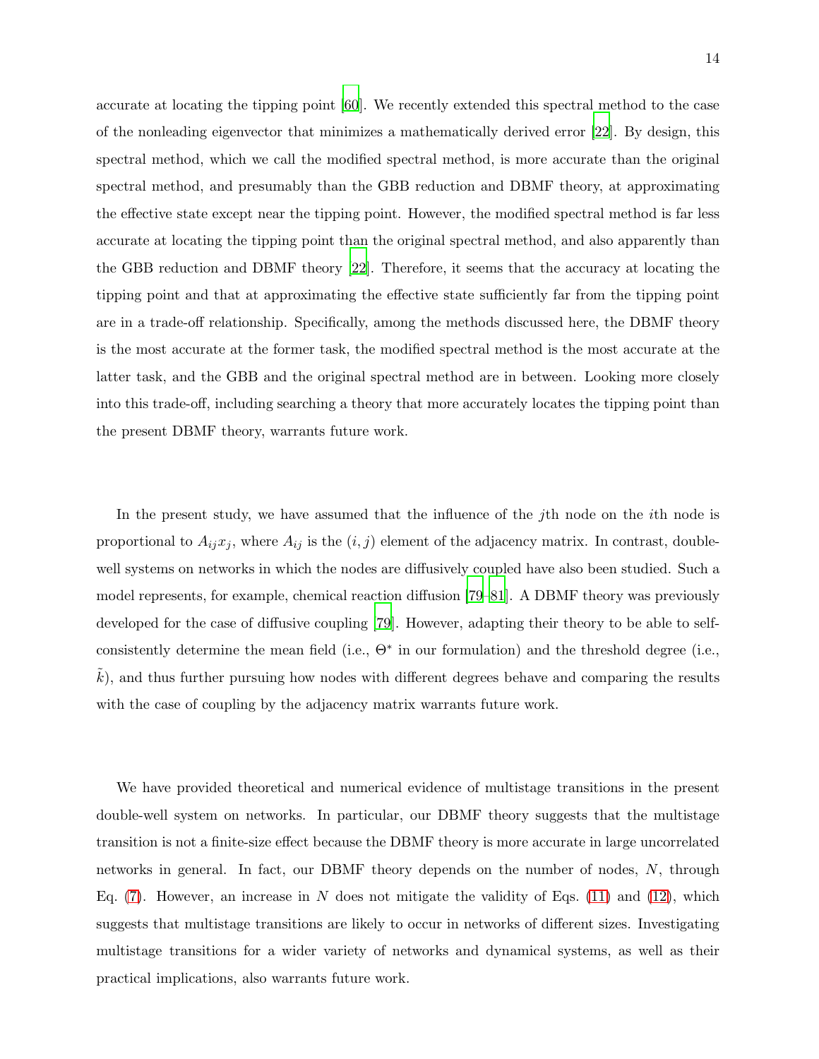accurate at locating the tipping point [60]. We recently extended this spectral method to the case of the nonleading eigenvector that minimizes a mathematically derived error [22]. By design, this spectral method, which we call the modified spectral method, is more accurate than the original spectral method, and presumably than the GBB reduction and DBMF theory, at approximating the effective state except near the tipping point. However, the modified spectral method is far less accurate at locating the tipping point than the original spectral method, and also apparently than the GBB reduction and DBMF theory [22]. Therefore, it seems that the accuracy at locating the tipping point and that at approximating the effective state sufficiently far from the tipping point are in a trade-off relationship. Specifically, among the methods discussed here, the DBMF theory is the most accurate at the former task, the modified spectral method is the most accurate at the latter task, and the GBB and the original spectral method are in between. Looking more closely into this trade-off, including searching a theory that more accurately locates the tipping point than the present DBMF theory, warrants future work.

In the present study, we have assumed that the influence of the $j$th node on the $i$th node is proportional to $A_{ij}x_j$, where $A_{ij}$ is the $(i, j)$ element of the adjacency matrix. In contrast, double-well systems on networks in which the nodes are diffusively coupled have also been studied. Such a model represents, for example, chemical reaction diffusion [79–81]. A DBMF theory was previously developed for the case of diffusive coupling [79]. However, adapting their theory to be able to self-consistently determine the mean field (i.e., $\Theta^*$ in our formulation) and the threshold degree (i.e., $\tilde{k}$), and thus further pursuing how nodes with different degrees behave and comparing the results with the case of coupling by the adjacency matrix warrants future work.

We have provided theoretical and numerical evidence of multistage transitions in the present double-well system on networks. In particular, our DBMF theory suggests that the multistage transition is not a finite-size effect because the DBMF theory is more accurate in large uncorrelated networks in general. In fact, our DBMF theory depends on the number of nodes, $N$, through Eq. (7). However, an increase in $N$ does not mitigate the validity of Eqs. (11) and (12), which suggests that multistage transitions are likely to occur in networks of different sizes. Investigating multistage transitions for a wider variety of networks and dynamical systems, as well as their practical implications, also warrants future work.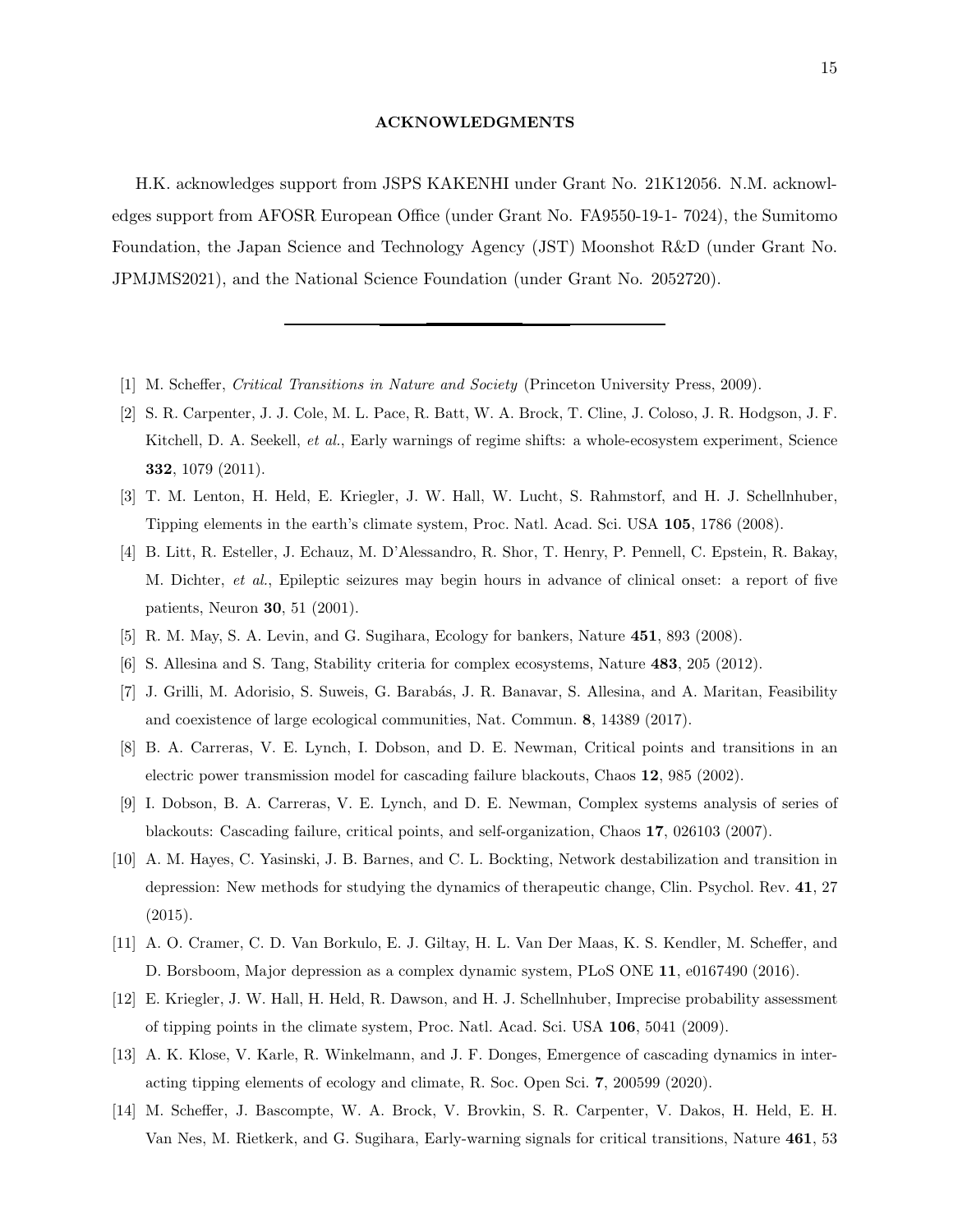## ACKNOWLEDGMENTS

H.K. acknowledges support from JSPS KAKENHI under Grant No. 21K12056. N.M. acknowledges support from AFOSR European Office (under Grant No. FA9550-19-1- 7024), the Sumitomo Foundation, the Japan Science and Technology Agency (JST) Moonshot R&D (under Grant No. JPMJMS2021), and the National Science Foundation (under Grant No. 2052720).

---

[1] M. Scheffer, *Critical Transitions in Nature and Society* (Princeton University Press, 2009).

[2] S. R. Carpenter, J. J. Cole, M. L. Pace, R. Batt, W. A. Brock, T. Cline, J. Coloso, J. R. Hodgson, J. F. Kitchell, D. A. Seekell, *et al.*, Early warnings of regime shifts: a whole-ecosystem experiment, Science **332**, 1079 (2011).

[3] T. M. Lenton, H. Held, E. Kriegler, J. W. Hall, W. Lucht, S. Rahmstorf, and H. J. Schellnhuber, Tipping elements in the earth's climate system, Proc. Natl. Acad. Sci. USA **105**, 1786 (2008).

[4] B. Litt, R. Esteller, J. Echauz, M. D'Alessandro, R. Shor, T. Henry, P. Pennell, C. Epstein, R. Bakay, M. Dichter, *et al.*, Epileptic seizures may begin hours in advance of clinical onset: a report of five patients, Neuron **30**, 51 (2001).

[5] R. M. May, S. A. Levin, and G. Sugihara, Ecology for bankers, Nature **451**, 893 (2008).

[6] S. Allesina and S. Tang, Stability criteria for complex ecosystems, Nature **483**, 205 (2012).

[7] J. Grilli, M. Adorisio, S. Suweis, G. Barabás, J. R. Banavar, S. Allesina, and A. Maritan, Feasibility and coexistence of large ecological communities, Nat. Commun. **8**, 14389 (2017).

[8] B. A. Carreras, V. E. Lynch, I. Dobson, and D. E. Newman, Critical points and transitions in an electric power transmission model for cascading failure blackouts, Chaos **12**, 985 (2002).

[9] I. Dobson, B. A. Carreras, V. E. Lynch, and D. E. Newman, Complex systems analysis of series of blackouts: Cascading failure, critical points, and self-organization, Chaos **17**, 026103 (2007).

[10] A. M. Hayes, C. Yasinski, J. B. Barnes, and C. L. Bockting, Network destabilization and transition in depression: New methods for studying the dynamics of therapeutic change, Clin. Psychol. Rev. **41**, 27 (2015).

[11] A. O. Cramer, C. D. Van Borkulo, E. J. Giltay, H. L. Van Der Maas, K. S. Kendler, M. Scheffer, and D. Borsboom, Major depression as a complex dynamic system, PLoS ONE **11**, e0167490 (2016).

[12] E. Kriegler, J. W. Hall, H. Held, R. Dawson, and H. J. Schellnhuber, Imprecise probability assessment of tipping points in the climate system, Proc. Natl. Acad. Sci. USA **106**, 5041 (2009).

[13] A. K. Klose, V. Karle, R. Winkelmann, and J. F. Donges, Emergence of cascading dynamics in interacting tipping elements of ecology and climate, R. Soc. Open Sci. **7**, 200599 (2020).

[14] M. Scheffer, J. Bascompte, W. A. Brock, V. Brovkin, S. R. Carpenter, V. Dakos, H. Held, E. H. Van Nes, M. Rietkerk, and G. Sugihara, Early-warning signals for critical transitions, Nature **461**, 53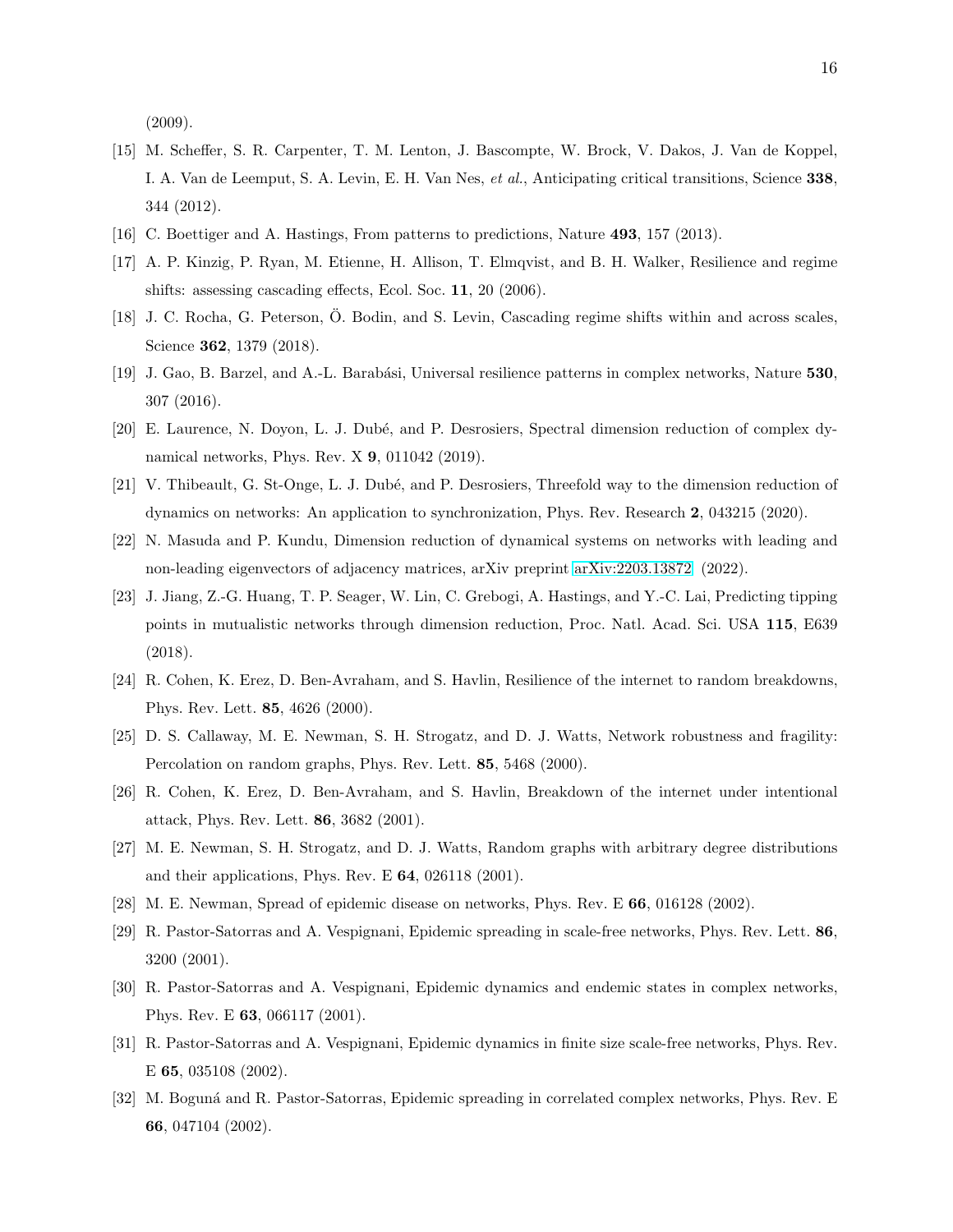(2009).

[15] M. Scheffer, S. R. Carpenter, T. M. Lenton, J. Bascompte, W. Brock, V. Dakos, J. Van de Koppel, I. A. Van de Leemput, S. A. Levin, E. H. Van Nes, *et al.*, Anticipating critical transitions, Science **338**, 344 (2012).

[16] C. Boettiger and A. Hastings, From patterns to predictions, Nature **493**, 157 (2013).

[17] A. P. Kinzig, P. Ryan, M. Etienne, H. Allison, T. Elmqvist, and B. H. Walker, Resilience and regime shifts: assessing cascading effects, Ecol. Soc. **11**, 20 (2006).

[18] J. C. Rocha, G. Peterson, Ö. Bodin, and S. Levin, Cascading regime shifts within and across scales, Science **362**, 1379 (2018).

[19] J. Gao, B. Barzel, and A.-L. Barabási, Universal resilience patterns in complex networks, Nature **530**, 307 (2016).

[20] E. Laurence, N. Doyon, L. J. Dubé, and P. Desrosiers, Spectral dimension reduction of complex dynamical networks, Phys. Rev. X **9**, 011042 (2019).

[21] V. Thibeault, G. St-Onge, L. J. Dubé, and P. Desrosiers, Threefold way to the dimension reduction of dynamics on networks: An application to synchronization, Phys. Rev. Research **2**, 043215 (2020).

[22] N. Masuda and P. Kundu, Dimension reduction of dynamical systems on networks with leading and non-leading eigenvectors of adjacency matrices, arXiv preprint arXiv:2203.13872 (2022).

[23] J. Jiang, Z.-G. Huang, T. P. Seager, W. Lin, C. Grebogi, A. Hastings, and Y.-C. Lai, Predicting tipping points in mutualistic networks through dimension reduction, Proc. Natl. Acad. Sci. USA **115**, E639 (2018).

[24] R. Cohen, K. Erez, D. Ben-Avraham, and S. Havlin, Resilience of the internet to random breakdowns, Phys. Rev. Lett. **85**, 4626 (2000).

[25] D. S. Callaway, M. E. Newman, S. H. Strogatz, and D. J. Watts, Network robustness and fragility: Percolation on random graphs, Phys. Rev. Lett. **85**, 5468 (2000).

[26] R. Cohen, K. Erez, D. Ben-Avraham, and S. Havlin, Breakdown of the internet under intentional attack, Phys. Rev. Lett. **86**, 3682 (2001).

[27] M. E. Newman, S. H. Strogatz, and D. J. Watts, Random graphs with arbitrary degree distributions and their applications, Phys. Rev. E **64**, 026118 (2001).

[28] M. E. Newman, Spread of epidemic disease on networks, Phys. Rev. E **66**, 016128 (2002).

[29] R. Pastor-Satorras and A. Vespignani, Epidemic spreading in scale-free networks, Phys. Rev. Lett. **86**, 3200 (2001).

[30] R. Pastor-Satorras and A. Vespignani, Epidemic dynamics and endemic states in complex networks, Phys. Rev. E **63**, 066117 (2001).

[31] R. Pastor-Satorras and A. Vespignani, Epidemic dynamics in finite size scale-free networks, Phys. Rev. E **65**, 035108 (2002).

[32] M. Boguná and R. Pastor-Satorras, Epidemic spreading in correlated complex networks, Phys. Rev. E **66**, 047104 (2002).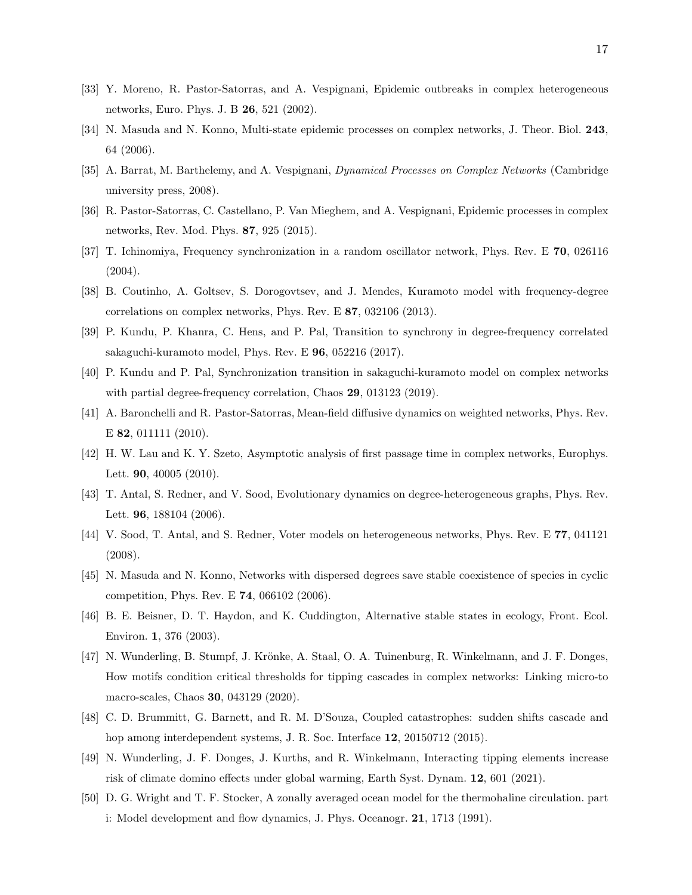[33] Y. Moreno, R. Pastor-Satorras, and A. Vespignani, Epidemic outbreaks in complex heterogeneous networks, Euro. Phys. J. B **26**, 521 (2002).

[34] N. Masuda and N. Konno, Multi-state epidemic processes on complex networks, J. Theor. Biol. **243**, 64 (2006).

[35] A. Barrat, M. Barthelemy, and A. Vespignani, *Dynamical Processes on Complex Networks* (Cambridge university press, 2008).

[36] R. Pastor-Satorras, C. Castellano, P. Van Mieghem, and A. Vespignani, Epidemic processes in complex networks, Rev. Mod. Phys. **87**, 925 (2015).

[37] T. Ichinomiya, Frequency synchronization in a random oscillator network, Phys. Rev. E **70**, 026116 (2004).

[38] B. Coutinho, A. Goltsev, S. Dorogovtsev, and J. Mendes, Kuramoto model with frequency-degree correlations on complex networks, Phys. Rev. E **87**, 032106 (2013).

[39] P. Kundu, P. Khanra, C. Hens, and P. Pal, Transition to synchrony in degree-frequency correlated sakaguchi-kuramoto model, Phys. Rev. E **96**, 052216 (2017).

[40] P. Kundu and P. Pal, Synchronization transition in sakaguchi-kuramoto model on complex networks with partial degree-frequency correlation, Chaos **29**, 013123 (2019).

[41] A. Baronchelli and R. Pastor-Satorras, Mean-field diffusive dynamics on weighted networks, Phys. Rev. E **82**, 011111 (2010).

[42] H. W. Lau and K. Y. Szeto, Asymptotic analysis of first passage time in complex networks, Europhys. Lett. **90**, 40005 (2010).

[43] T. Antal, S. Redner, and V. Sood, Evolutionary dynamics on degree-heterogeneous graphs, Phys. Rev. Lett. **96**, 188104 (2006).

[44] V. Sood, T. Antal, and S. Redner, Voter models on heterogeneous networks, Phys. Rev. E **77**, 041121 (2008).

[45] N. Masuda and N. Konno, Networks with dispersed degrees save stable coexistence of species in cyclic competition, Phys. Rev. E **74**, 066102 (2006).

[46] B. E. Beisner, D. T. Haydon, and K. Cuddington, Alternative stable states in ecology, Front. Ecol. Environ. **1**, 376 (2003).

[47] N. Wunderling, B. Stumpf, J. Krönke, A. Staal, O. A. Tuinenburg, R. Winkelmann, and J. F. Donges, How motifs condition critical thresholds for tipping cascades in complex networks: Linking micro-to macro-scales, Chaos **30**, 043129 (2020).

[48] C. D. Brummitt, G. Barnett, and R. M. D'Souza, Coupled catastrophes: sudden shifts cascade and hop among interdependent systems, J. R. Soc. Interface **12**, 20150712 (2015).

[49] N. Wunderling, J. F. Donges, J. Kurths, and R. Winkelmann, Interacting tipping elements increase risk of climate domino effects under global warming, Earth Syst. Dynam. **12**, 601 (2021).

[50] D. G. Wright and T. F. Stocker, A zonally averaged ocean model for the thermohaline circulation. part i: Model development and flow dynamics, J. Phys. Oceanogr. **21**, 1713 (1991).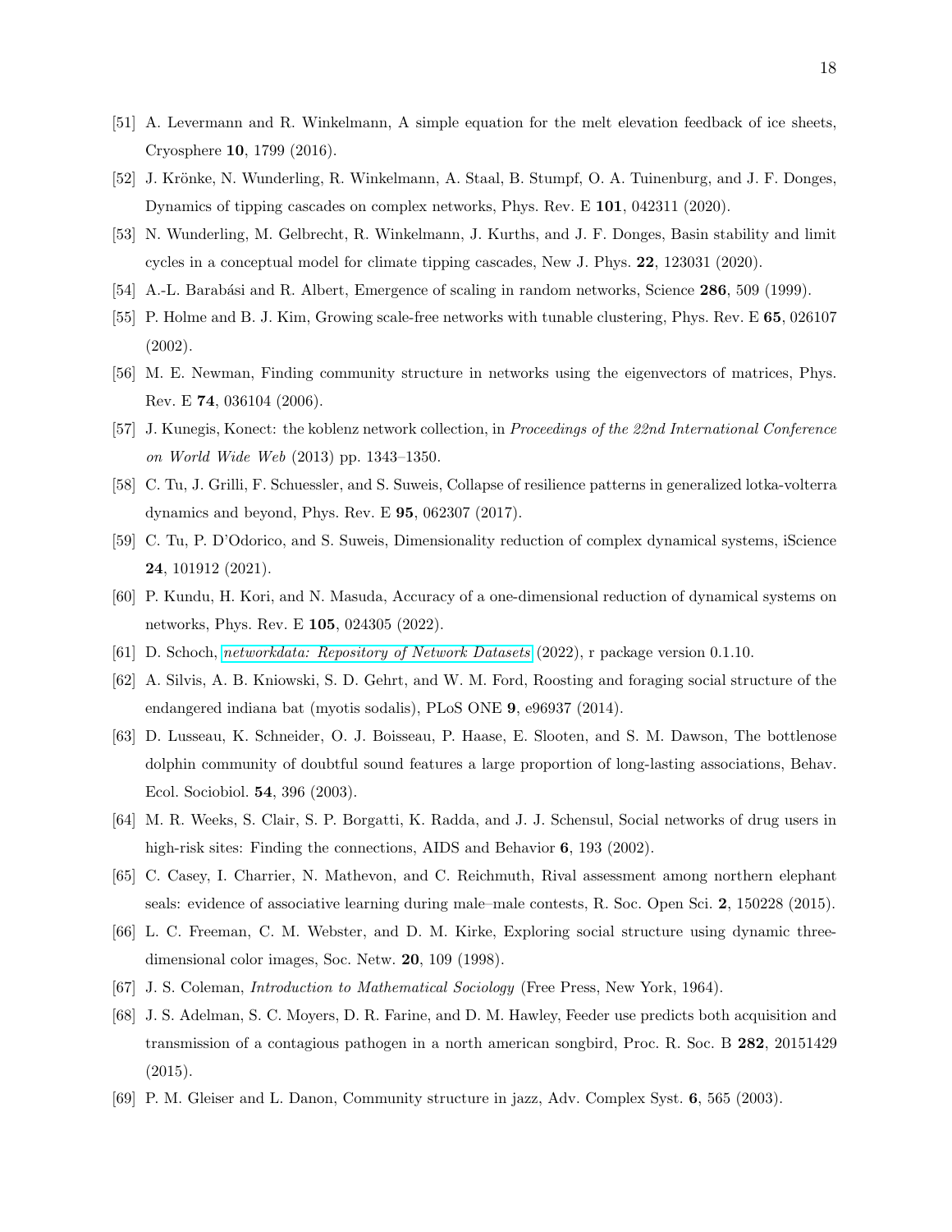[51] A. Levermann and R. Winkelmann, A simple equation for the melt elevation feedback of ice sheets, Cryosphere **10**, 1799 (2016).

[52] J. Krönke, N. Wunderling, R. Winkelmann, A. Staal, B. Stumpf, O. A. Tuinenburg, and J. F. Donges, Dynamics of tipping cascades on complex networks, Phys. Rev. E **101**, 042311 (2020).

[53] N. Wunderling, M. Gelbrecht, R. Winkelmann, J. Kurths, and J. F. Donges, Basin stability and limit cycles in a conceptual model for climate tipping cascades, New J. Phys. **22**, 123031 (2020).

[54] A.-L. Barabási and R. Albert, Emergence of scaling in random networks, Science **286**, 509 (1999).

[55] P. Holme and B. J. Kim, Growing scale-free networks with tunable clustering, Phys. Rev. E **65**, 026107 (2002).

[56] M. E. Newman, Finding community structure in networks using the eigenvectors of matrices, Phys. Rev. E **74**, 036104 (2006).

[57] J. Kunegis, Konect: the koblenz network collection, in *Proceedings of the 22nd International Conference on World Wide Web* (2013) pp. 1343–1350.

[58] C. Tu, J. Grilli, F. Schuessler, and S. Suweis, Collapse of resilience patterns in generalized lotka-volterra dynamics and beyond, Phys. Rev. E **95**, 062307 (2017).

[59] C. Tu, P. D'Odorico, and S. Suweis, Dimensionality reduction of complex dynamical systems, iScience **24**, 101912 (2021).

[60] P. Kundu, H. Kori, and N. Masuda, Accuracy of a one-dimensional reduction of dynamical systems on networks, Phys. Rev. E **105**, 024305 (2022).

[61] D. Schoch, *networkdata: Repository of Network Datasets* (2022), r package version 0.1.10.

[62] A. Silvis, A. B. Kniowski, S. D. Gehrt, and W. M. Ford, Roosting and foraging social structure of the endangered indiana bat (myotis sodalis), PLoS ONE **9**, e96937 (2014).

[63] D. Lusseau, K. Schneider, O. J. Boisseau, P. Haase, E. Slooten, and S. M. Dawson, The bottlenose dolphin community of doubtful sound features a large proportion of long-lasting associations, Behav. Ecol. Sociobiol. **54**, 396 (2003).

[64] M. R. Weeks, S. Clair, S. P. Borgatti, K. Radda, and J. J. Schensul, Social networks of drug users in high-risk sites: Finding the connections, AIDS and Behavior **6**, 193 (2002).

[65] C. Casey, I. Charrier, N. Mathevon, and C. Reichmuth, Rival assessment among northern elephant seals: evidence of associative learning during male–male contests, R. Soc. Open Sci. **2**, 150228 (2015).

[66] L. C. Freeman, C. M. Webster, and D. M. Kirke, Exploring social structure using dynamic three-dimensional color images, Soc. Netw. **20**, 109 (1998).

[67] J. S. Coleman, *Introduction to Mathematical Sociology* (Free Press, New York, 1964).

[68] J. S. Adelman, S. C. Moyers, D. R. Farine, and D. M. Hawley, Feeder use predicts both acquisition and transmission of a contagious pathogen in a north american songbird, Proc. R. Soc. B **282**, 20151429 (2015).

[69] P. M. Gleiser and L. Danon, Community structure in jazz, Adv. Complex Syst. **6**, 565 (2003).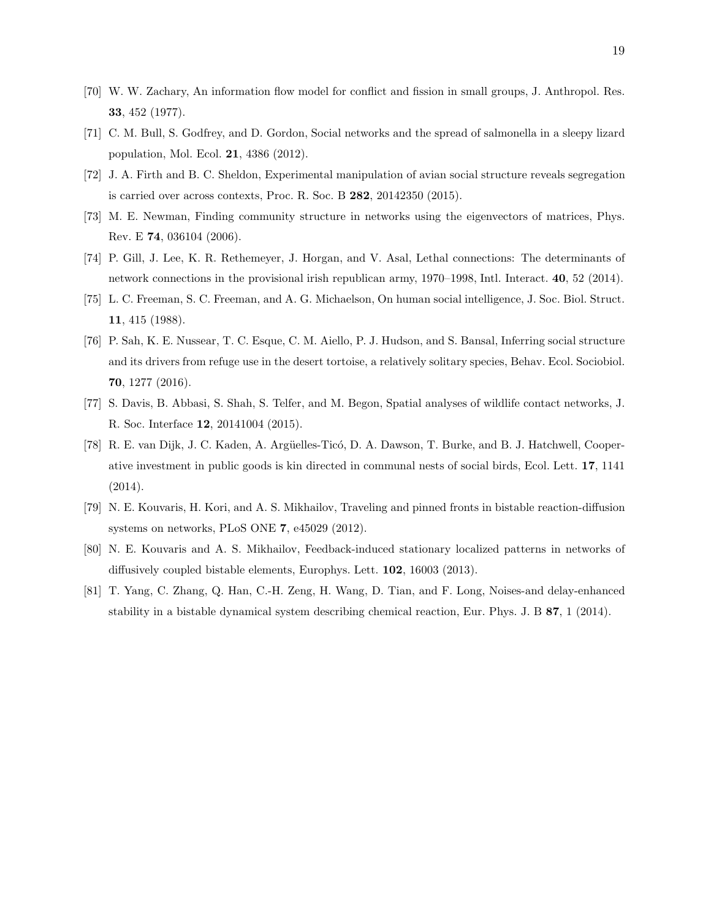[70] W. W. Zachary, An information flow model for conflict and fission in small groups, J. Anthropol. Res. **33**, 452 (1977).

[71] C. M. Bull, S. Godfrey, and D. Gordon, Social networks and the spread of salmonella in a sleepy lizard population, Mol. Ecol. **21**, 4386 (2012).

[72] J. A. Firth and B. C. Sheldon, Experimental manipulation of avian social structure reveals segregation is carried over across contexts, Proc. R. Soc. B **282**, 20142350 (2015).

[73] M. E. Newman, Finding community structure in networks using the eigenvectors of matrices, Phys. Rev. E **74**, 036104 (2006).

[74] P. Gill, J. Lee, K. R. Rethemeyer, J. Horgan, and V. Asal, Lethal connections: The determinants of network connections in the provisional irish republican army, 1970–1998, Intl. Interact. **40**, 52 (2014).

[75] L. C. Freeman, S. C. Freeman, and A. G. Michaelson, On human social intelligence, J. Soc. Biol. Struct. **11**, 415 (1988).

[76] P. Sah, K. E. Nussear, T. C. Esque, C. M. Aiello, P. J. Hudson, and S. Bansal, Inferring social structure and its drivers from refuge use in the desert tortoise, a relatively solitary species, Behav. Ecol. Sociobiol. **70**, 1277 (2016).

[77] S. Davis, B. Abbasi, S. Shah, S. Telfer, and M. Begon, Spatial analyses of wildlife contact networks, J. R. Soc. Interface **12**, 20141004 (2015).

[78] R. E. van Dijk, J. C. Kaden, A. Argüelles-Ticó, D. A. Dawson, T. Burke, and B. J. Hatchwell, Cooperative investment in public goods is kin directed in communal nests of social birds, Ecol. Lett. **17**, 1141 (2014).

[79] N. E. Kouvaris, H. Kori, and A. S. Mikhailov, Traveling and pinned fronts in bistable reaction-diffusion systems on networks, PLoS ONE **7**, e45029 (2012).

[80] N. E. Kouvaris and A. S. Mikhailov, Feedback-induced stationary localized patterns in networks of diffusively coupled bistable elements, Europhys. Lett. **102**, 16003 (2013).

[81] T. Yang, C. Zhang, Q. Han, C.-H. Zeng, H. Wang, D. Tian, and F. Long, Noises-and delay-enhanced stability in a bistable dynamical system describing chemical reaction, Eur. Phys. J. B **87**, 1 (2014).